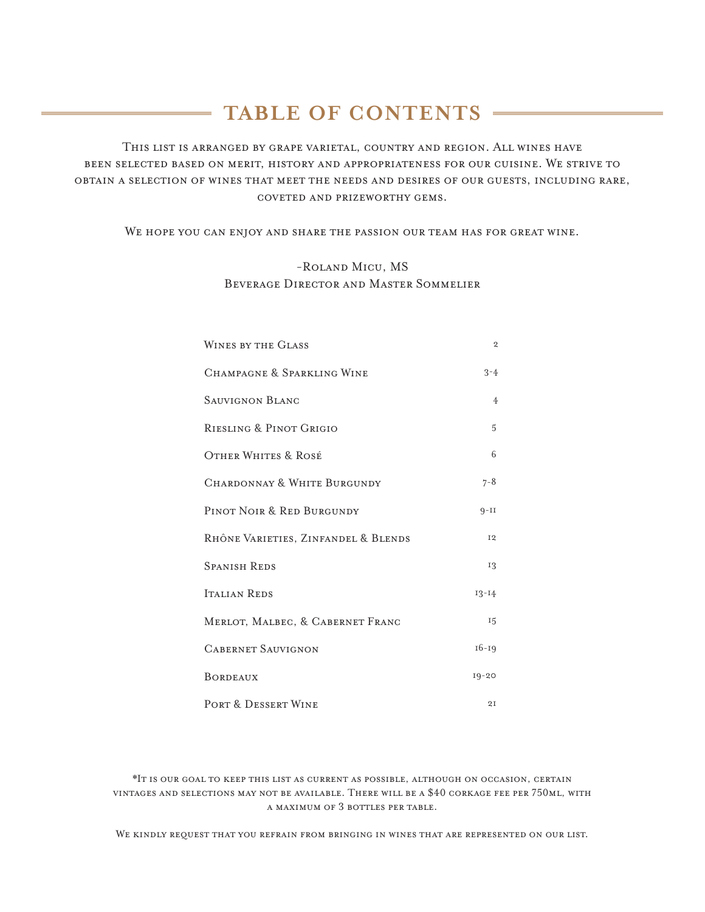# TABLE OF CONTENTS

This list is arranged by grape varietal, country and region. All wines have been selected based on merit, history and appropriateness for our cuisine. We strive to obtain a selection of wines that meet the needs and desires of our guests, including rare, coveted and prizeworthy gems.

We hope you can enjoy and share the passion our team has for great wine.

-Roland Micu, MS
Beverage Director and Master Sommelier

| Section | Page |
|---|---|
| Wines by the Glass | 2 |
| Champagne & Sparkling Wine | 3-4 |
| Sauvignon Blanc | 4 |
| Riesling & Pinot Grigio | 5 |
| Other Whites & Rosé | 6 |
| Chardonnay & White Burgundy | 7-8 |
| Pinot Noir & Red Burgundy | 9-11 |
| Rhône Varieties, Zinfandel & Blends | 12 |
| Spanish Reds | 13 |
| Italian Reds | 13-14 |
| Merlot, Malbec, & Cabernet Franc | 15 |
| Cabernet Sauvignon | 16-19 |
| Bordeaux | 19-20 |
| Port & Dessert Wine | 21 |

*It is our goal to keep this list as current as possible, although on occasion, certain vintages and selections may not be available. There will be a $40 corkage fee per 750ml, with a maximum of 3 bottles per table.

We kindly request that you refrain from bringing in wines that are represented on our list.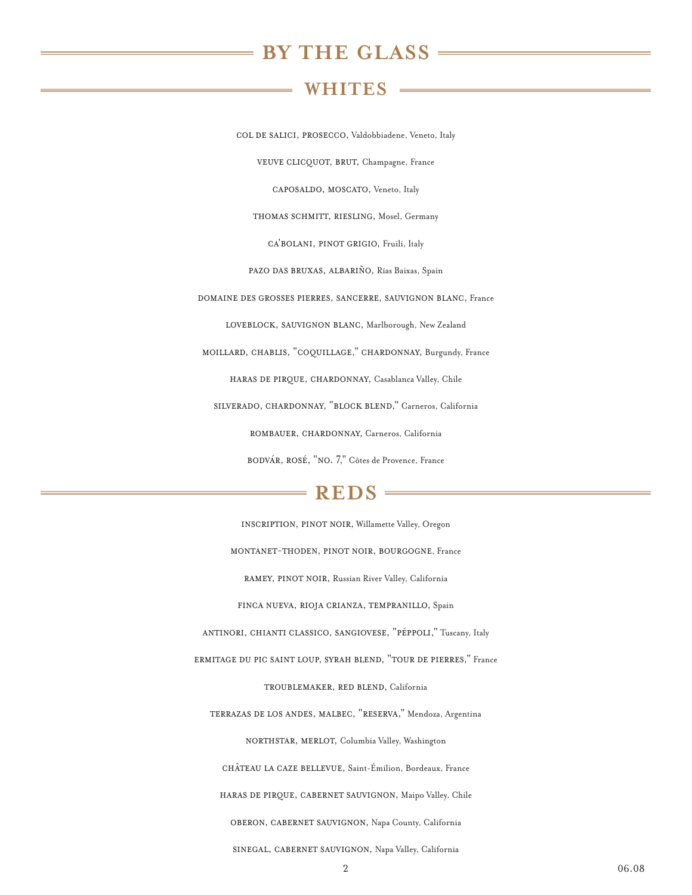# BY THE GLASS

## WHITES

COL DE SALICI, PROSECCO, Valdobbiadene, Veneto, Italy

VEUVE CLICQUOT, BRUT, Champagne, France

CAPOSALDO, MOSCATO, Veneto, Italy

THOMAS SCHMITT, RIESLING, Mosel, Germany

CA'BOLANI, PINOT GRIGIO, Fruili, Italy

PAZO DAS BRUXAS, ALBARIÑO, Rias Baixas, Spain

DOMAINE DES GROSSES PIERRES, SANCERRE, SAUVIGNON BLANC, France

LOVEBLOCK, SAUVIGNON BLANC, Marlborough, New Zealand

MOILLARD, CHABLIS, "COQUILLAGE," CHARDONNAY, Burgundy, France

HARAS DE PIRQUE, CHARDONNAY, Casablanca Valley, Chile

SILVERADO, CHARDONNAY, "BLOCK BLEND," Carneros, California

ROMBAUER, CHARDONNAY, Carneros, California

BODVÁR, ROSÉ, "NO. 7," Côtes de Provence, France

## REDS

INSCRIPTION, PINOT NOIR, Willamette Valley, Oregon

MONTANET-THODEN, PINOT NOIR, BOURGOGNE, France

RAMEY, PINOT NOIR, Russian River Valley, California

FINCA NUEVA, RIOJA CRIANZA, TEMPRANILLO, Spain

ANTINORI, CHIANTI CLASSICO, SANGIOVESE, "PÉPPOLI," Tuscany, Italy

ERMITAGE DU PIC SAINT LOUP, SYRAH BLEND, "TOUR DE PIERRES," France

TROUBLEMAKER, RED BLEND, California

TERRAZAS DE LOS ANDES, MALBEC, "RESERVA," Mendoza, Argentina

NORTHSTAR, MERLOT, Columbia Valley, Washington

CHÂTEAU LA CAZE BELLEVUE, Saint-Émilion, Bordeaux, France

HARAS DE PIRQUE, CABERNET SAUVIGNON, Maipo Valley, Chile

OBERON, CABERNET SAUVIGNON, Napa County, California

SINEGAL, CABERNET SAUVIGNON, Napa Valley, California

06.08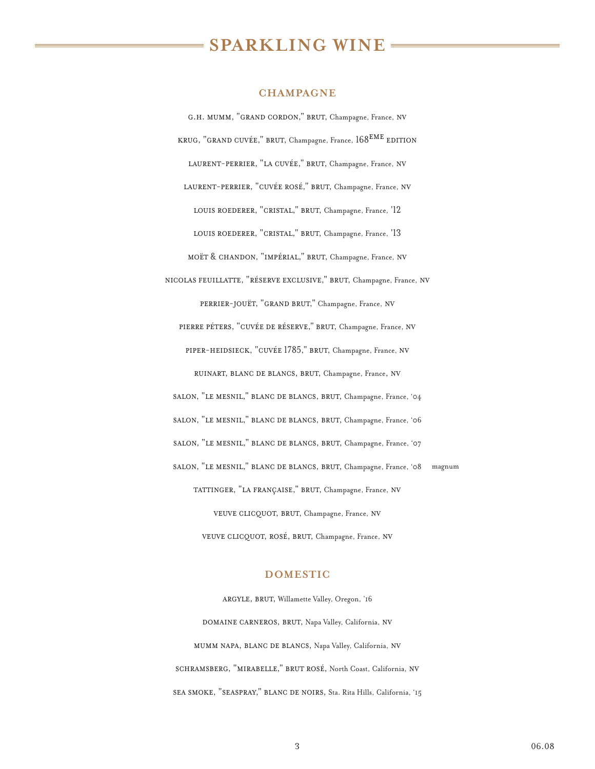# SPARKLING WINE

## CHAMPAGNE

G.H. MUMM, "GRAND CORDON," BRUT, Champagne, France, NV

KRUG, "GRAND CUVÉE," BRUT, Champagne, France, 168EME EDITION

LAURENT-PERRIER, "LA CUVÉE," BRUT, Champagne, France, NV

LAURENT-PERRIER, "CUVÉE ROSÉ," BRUT, Champagne, France, NV

LOUIS ROEDERER, "CRISTAL," BRUT, Champagne, France, '12

LOUIS ROEDERER, "CRISTAL," BRUT, Champagne, France, '13

MOËT & CHANDON, "IMPÉRIAL," BRUT, Champagne, France, NV

NICOLAS FEUILLATTE, "RÉSERVE EXCLUSIVE," BRUT, Champagne, France, NV

PERRIER-JOUËT, "GRAND BRUT," Champagne, France, NV

PIERRE PÉTERS, "CUVÉE DE RÉSERVE," BRUT, Champagne, France, NV

PIPER-HEIDSIECK, "CUVÉE 1785," BRUT, Champagne, France, NV

RUINART, BLANC DE BLANCS, BRUT, Champagne, France, NV

SALON, "LE MESNIL," BLANC DE BLANCS, BRUT, Champagne, France, '04

SALON, "LE MESNIL," BLANC DE BLANCS, BRUT, Champagne, France, '06

SALON, "LE MESNIL," BLANC DE BLANCS, BRUT, Champagne, France, '07

SALON, "LE MESNIL," BLANC DE BLANCS, BRUT, Champagne, France, '08 magnum

TATTINGER, "LA FRANÇAISE," BRUT, Champagne, France, NV

VEUVE CLICQUOT, BRUT, Champagne, France, NV

VEUVE CLICQUOT, ROSÉ, BRUT, Champagne, France, NV

## DOMESTIC

ARGYLE, BRUT, Willamette Valley, Oregon, '16

DOMAINE CARNEROS, BRUT, Napa Valley, California, NV

MUMM NAPA, BLANC DE BLANCS, Napa Valley, California, NV

SCHRAMSBERG, "MIRABELLE," BRUT ROSÉ, North Coast, California, NV

SEA SMOKE, "SEASPRAY," BLANC DE NOIRS, Sta. Rita Hills, California, '15

06.08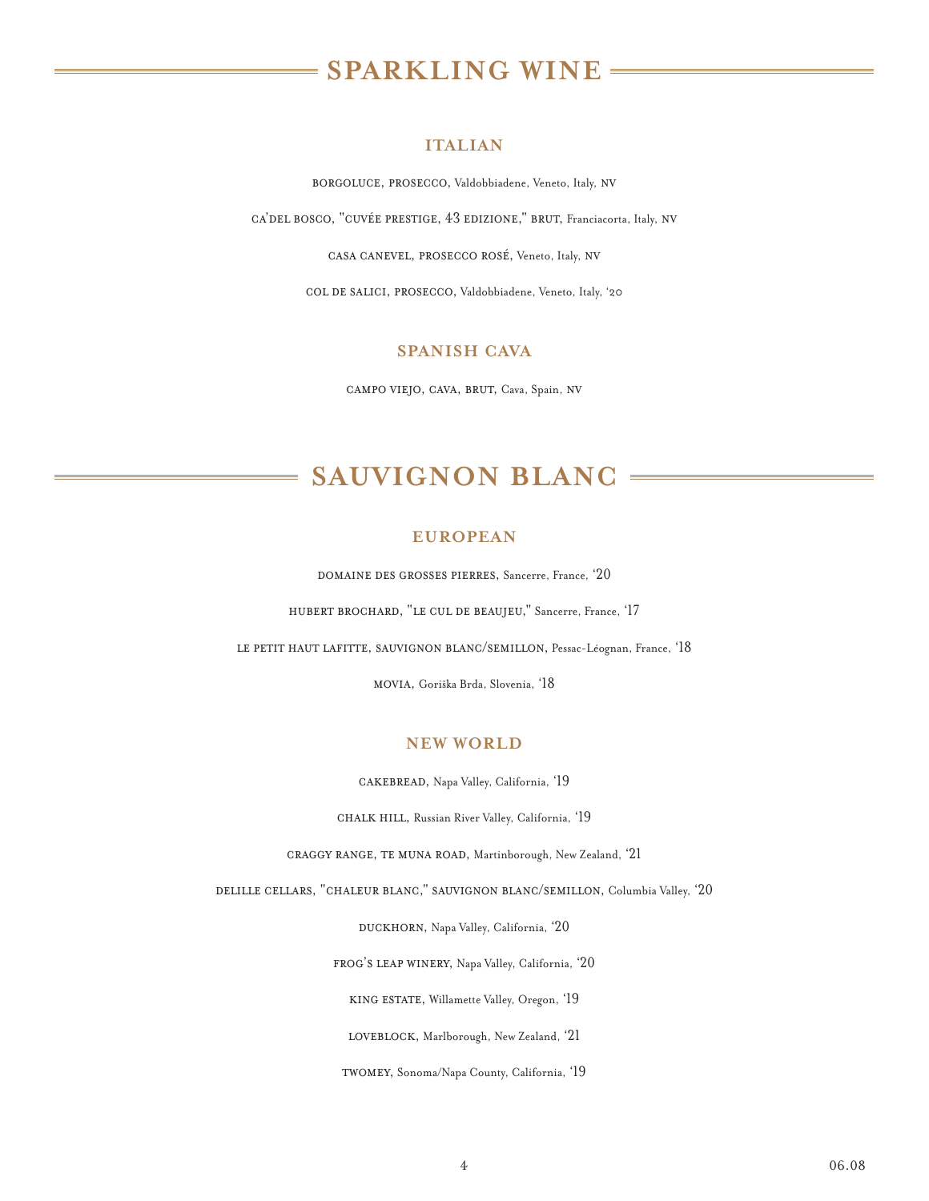# SPARKLING WINE

## ITALIAN

BORGOLUCE, PROSECCO, Valdobbiadene, Veneto, Italy, NV

CA'DEL BOSCO, "CUVÉE PRESTIGE, 43 EDIZIONE," BRUT, Franciacorta, Italy, NV

CASA CANEVEL, PROSECCO ROSÉ, Veneto, Italy, NV

COL DE SALICI, PROSECCO, Valdobbiadene, Veneto, Italy, '20

## SPANISH CAVA

CAMPO VIEJO, CAVA, BRUT, Cava, Spain, NV

# SAUVIGNON BLANC

## EUROPEAN

DOMAINE DES GROSSES PIERRES, Sancerre, France, '20

HUBERT BROCHARD, "LE CUL DE BEAUJEU," Sancerre, France, '17

LE PETIT HAUT LAFITTE, SAUVIGNON BLANC/SEMILLON, Pessac-Léognan, France, '18

MOVIA, Goriška Brda, Slovenia, '18

## NEW WORLD

CAKEBREAD, Napa Valley, California, '19

CHALK HILL, Russian River Valley, California, '19

CRAGGY RANGE, TE MUNA ROAD, Martinborough, New Zealand, '21

DELILLE CELLARS, "CHALEUR BLANC," SAUVIGNON BLANC/SEMILLON, Columbia Valley, '20

DUCKHORN, Napa Valley, California, '20

FROG'S LEAP WINERY, Napa Valley, California, '20

KING ESTATE, Willamette Valley, Oregon, '19

LOVEBLOCK, Marlborough, New Zealand, '21

TWOMEY, Sonoma/Napa County, California, '19

06.08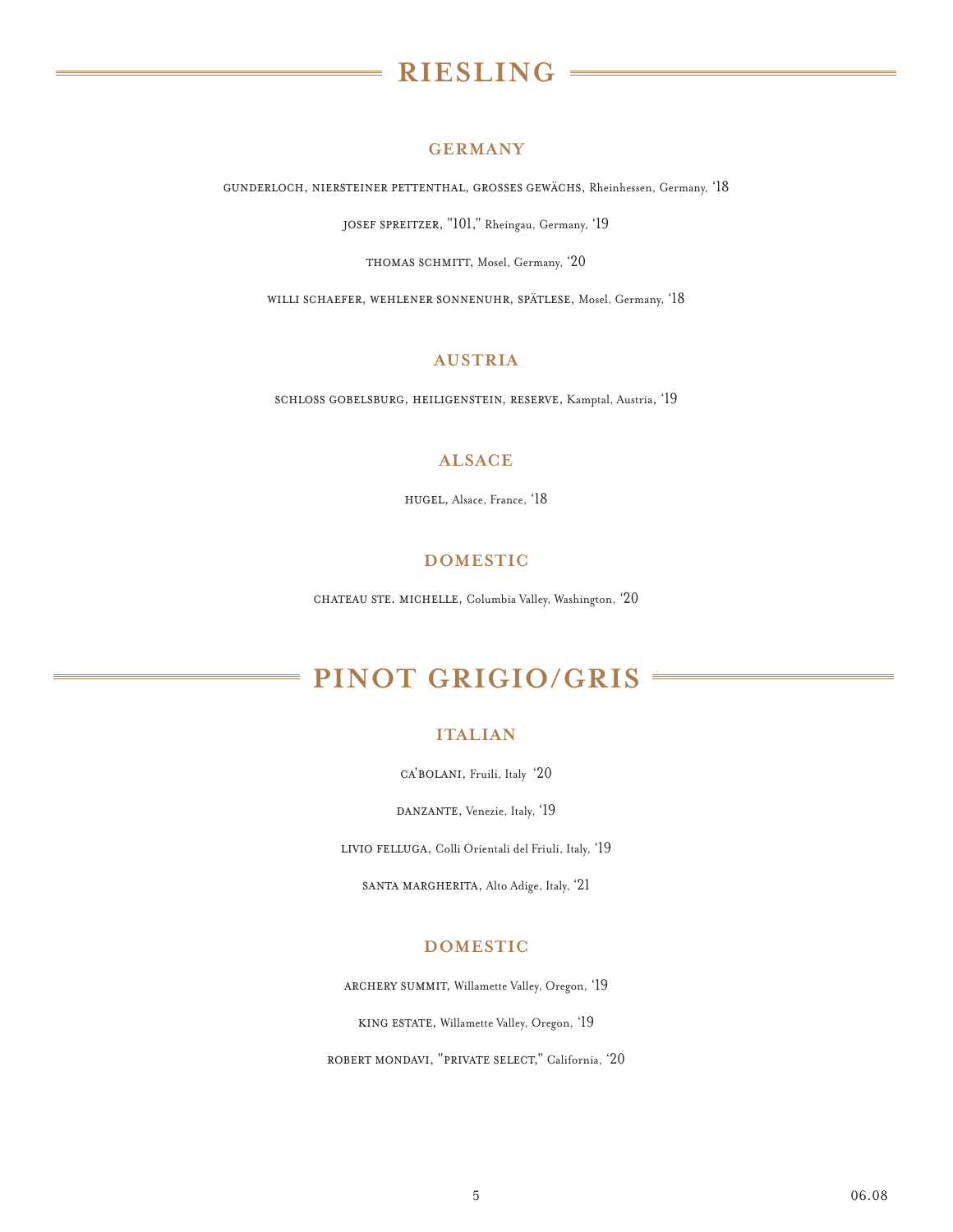# RIESLING

## GERMANY

GUNDERLOCH, NIERSTEINER PETTENTHAL, GROSSES GEWÄCHS, Rheinhessen, Germany, '18

JOSEF SPREITZER, "101," Rheingau, Germany, '19

THOMAS SCHMITT, Mosel, Germany, '20

WILLI SCHAEFER, WEHLENER SONNENUHR, SPÄTLESE, Mosel, Germany, '18

## AUSTRIA

SCHLOSS GOBELSBURG, HEILIGENSTEIN, RESERVE, Kamptal, Austria, '19

## ALSACE

HUGEL, Alsace, France, '18

## DOMESTIC

CHATEAU STE. MICHELLE, Columbia Valley, Washington, '20

# PINOT GRIGIO/GRIS

## ITALIAN

CA'BOLANI, Fruili, Italy '20

DANZANTE, Venezie, Italy, '19

LIVIO FELLUGA, Colli Orientali del Friuli, Italy, '19

SANTA MARGHERITA, Alto Adige, Italy, '21

## DOMESTIC

ARCHERY SUMMIT, Willamette Valley, Oregon, '19

KING ESTATE, Willamette Valley, Oregon, '19

ROBERT MONDAVI, "PRIVATE SELECT," California, '20

06.08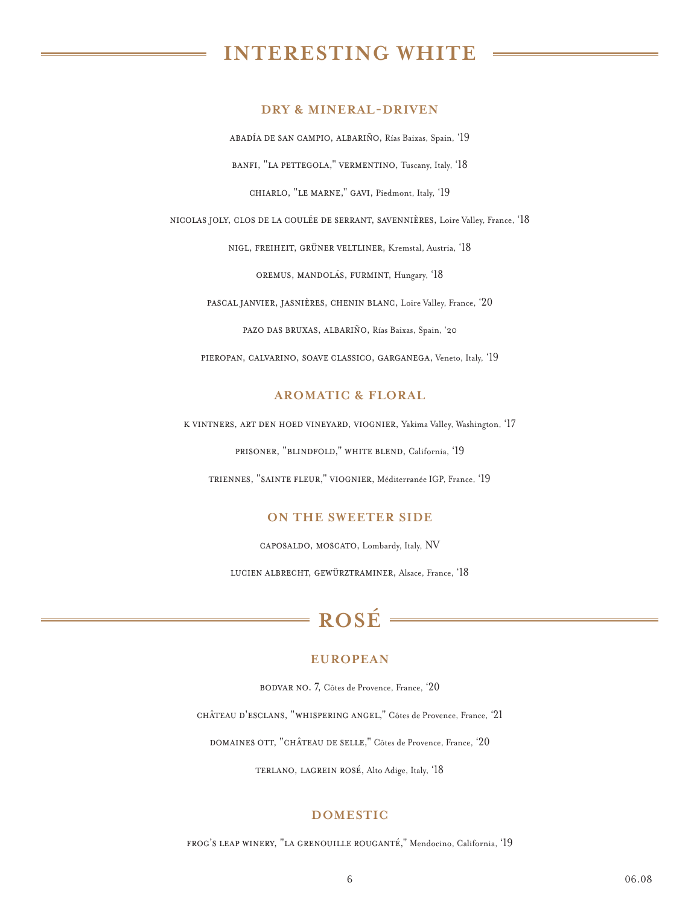# INTERESTING WHITE

## DRY & MINERAL-DRIVEN

ABADÍA DE SAN CAMPIO, ALBARIÑO, Rías Baixas, Spain, '19

BANFI, "LA PETTEGOLA," VERMENTINO, Tuscany, Italy, '18

CHIARLO, "LE MARNE," GAVI, Piedmont, Italy, '19

NICOLAS JOLY, CLOS DE LA COULÉE DE SERRANT, SAVENNIÈRES, Loire Valley, France, '18

NIGL, FREIHEIT, GRÜNER VELTLINER, Kremstal, Austria, '18

OREMUS, MANDOLÁS, FURMINT, Hungary, '18

PASCAL JANVIER, JASNIÈRES, CHENIN BLANC, Loire Valley, France, '20

PAZO DAS BRUXAS, ALBARIÑO, Rías Baixas, Spain, '20

PIEROPAN, CALVARINO, SOAVE CLASSICO, GARGANEGA, Veneto, Italy, '19

## AROMATIC & FLORAL

K VINTNERS, ART DEN HOED VINEYARD, VIOGNIER, Yakima Valley, Washington, '17

PRISONER, "BLINDFOLD," WHITE BLEND, California, '19

TRIENNES, "SAINTE FLEUR," VIOGNIER, Méditerranée IGP, France, '19

## ON THE SWEETER SIDE

CAPOSALDO, MOSCATO, Lombardy, Italy, NV

LUCIEN ALBRECHT, GEWÜRZTRAMINER, Alsace, France, '18

# ROSÉ

## EUROPEAN

BODVAR NO. 7, Côtes de Provence, France, '20

CHÂTEAU D'ESCLANS, "WHISPERING ANGEL," Côtes de Provence, France, '21

DOMAINES OTT, "CHÂTEAU DE SELLE," Côtes de Provence, France, '20

TERLANO, LAGREIN ROSÉ, Alto Adige, Italy, '18

## DOMESTIC

FROG'S LEAP WINERY, "LA GRENOUILLE ROUGANTÉ," Mendocino, California, '19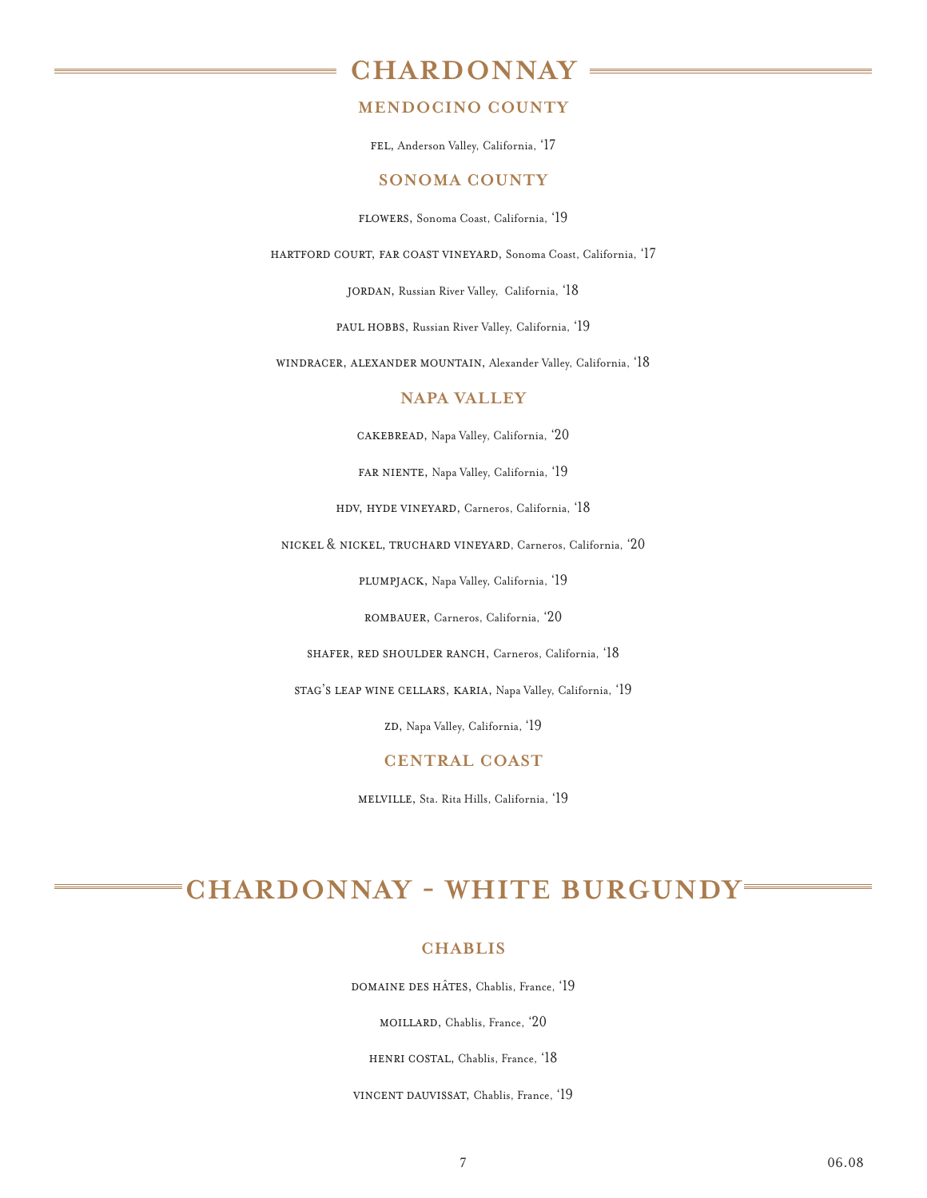# CHARDONNAY

## MENDOCINO COUNTY

FEL, Anderson Valley, California, '17

## SONOMA COUNTY

FLOWERS, Sonoma Coast, California, '19

HARTFORD COURT, FAR COAST VINEYARD, Sonoma Coast, California, '17

JORDAN, Russian River Valley, California, '18

PAUL HOBBS, Russian River Valley, California, '19

WINDRACER, ALEXANDER MOUNTAIN, Alexander Valley, California, '18

## NAPA VALLEY

CAKEBREAD, Napa Valley, California, '20

FAR NIENTE, Napa Valley, California, '19

HDV, HYDE VINEYARD, Carneros, California, '18

NICKEL & NICKEL, TRUCHARD VINEYARD, Carneros, California, '20

PLUMPJACK, Napa Valley, California, '19

ROMBAUER, Carneros, California, '20

SHAFER, RED SHOULDER RANCH, Carneros, California, '18

STAG'S LEAP WINE CELLARS, KARIA, Napa Valley, California, '19

ZD, Napa Valley, California, '19

## CENTRAL COAST

MELVILLE, Sta. Rita Hills, California, '19

# CHARDONNAY - WHITE BURGUNDY

## CHABLIS

DOMAINE DES HÂTES, Chablis, France, '19

MOILLARD, Chablis, France, '20

HENRI COSTAL, Chablis, France, '18

VINCENT DAUVISSAT, Chablis, France, '19

06.08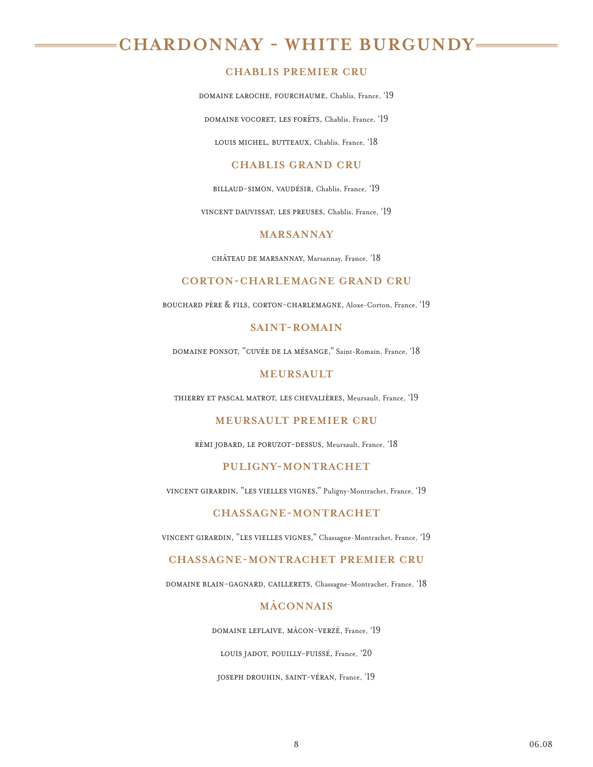# CHARDONNAY - WHITE BURGUNDY

## CHABLIS PREMIER CRU

DOMAINE LAROCHE, FOURCHAUME, Chablis, France, '19

DOMAINE VOCORET, LES FORÊTS, Chablis, France, '19

LOUIS MICHEL, BUTTEAUX, Chablis, France, '18

## CHABLIS GRAND CRU

BILLAUD-SIMON, VAUDÉSIR, Chablis, France, '19

VINCENT DAUVISSAT, LES PREUSES, Chablis, France, '19

## MARSANNAY

CHÂTEAU DE MARSANNAY, Marsannay, France, '18

## CORTON-CHARLEMAGNE GRAND CRU

BOUCHARD PÈRE & FILS, CORTON-CHARLEMAGNE, Aloxe-Corton, France, '19

## SAINT-ROMAIN

DOMAINE PONSOT, "CUVÉE DE LA MÉSANGE," Saint-Romain, France, '18

## MEURSAULT

THIERRY ET PASCAL MATROT, LES CHEVALIÈRES, Meursault, France, '19

## MEURSAULT PREMIER CRU

RÈMI JOBARD, LE PORUZOT-DESSUS, Meursault, France, '18

## PULIGNY-MONTRACHET

VINCENT GIRARDIN, "LES VIELLES VIGNES," Puligny-Montrachet, France, '19

## CHASSAGNE-MONTRACHET

VINCENT GIRARDIN, "LES VIELLES VIGNES," Chassagne-Montrachet, France, '19

## CHASSAGNE-MONTRACHET PREMIER CRU

DOMAINE BLAIN-GAGNARD, CAILLERETS, Chassagne-Montrachet, France, '18

## MÂCONNAIS

DOMAINE LEFLAIVE, MÂCON-VERZÉ, France, '19

LOUIS JADOT, POUILLY-FUISSÉ, France, '20

JOSEPH DROUHIN, SAINT-VÉRAN, France, '19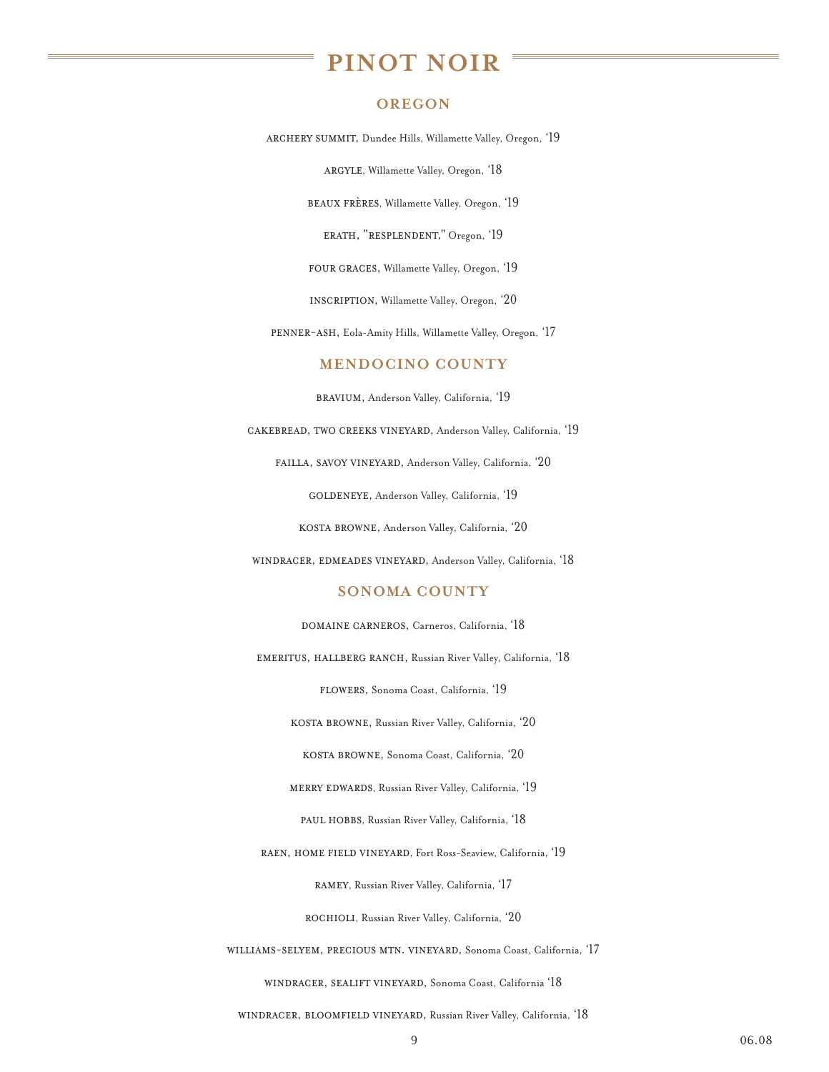# PINOT NOIR

## OREGON

ARCHERY SUMMIT, Dundee Hills, Willamette Valley, Oregon, '19

ARGYLE, Willamette Valley, Oregon, '18

BEAUX FRÈRES, Willamette Valley, Oregon, '19

ERATH, "RESPLENDENT," Oregon, '19

FOUR GRACES, Willamette Valley, Oregon, '19

INSCRIPTION, Willamette Valley, Oregon, '20

PENNER-ASH, Eola-Amity Hills, Willamette Valley, Oregon, '17

## MENDOCINO COUNTY

BRAVIUM, Anderson Valley, California, '19

CAKEBREAD, TWO CREEKS VINEYARD, Anderson Valley, California, '19

FAILLA, SAVOY VINEYARD, Anderson Valley, California, '20

GOLDENEYE, Anderson Valley, California, '19

KOSTA BROWNE, Anderson Valley, California, '20

WINDRACER, EDMEADES VINEYARD, Anderson Valley, California, '18

## SONOMA COUNTY

DOMAINE CARNEROS, Carneros, California, '18

EMERITUS, HALLBERG RANCH, Russian River Valley, California, '18

FLOWERS, Sonoma Coast, California, '19

KOSTA BROWNE, Russian River Valley, California, '20

KOSTA BROWNE, Sonoma Coast, California, '20

MERRY EDWARDS, Russian River Valley, California, '19

PAUL HOBBS, Russian River Valley, California, '18

RAEN, HOME FIELD VINEYARD, Fort Ross-Seaview, California, '19

RAMEY, Russian River Valley, California, '17

ROCHIOLI, Russian River Valley, California, '20

WILLIAMS-SELYEM, PRECIOUS MTN. VINEYARD, Sonoma Coast, California, '17

WINDRACER, SEALIFT VINEYARD, Sonoma Coast, California '18

WINDRACER, BLOOMFIELD VINEYARD, Russian River Valley, California, '18

06.08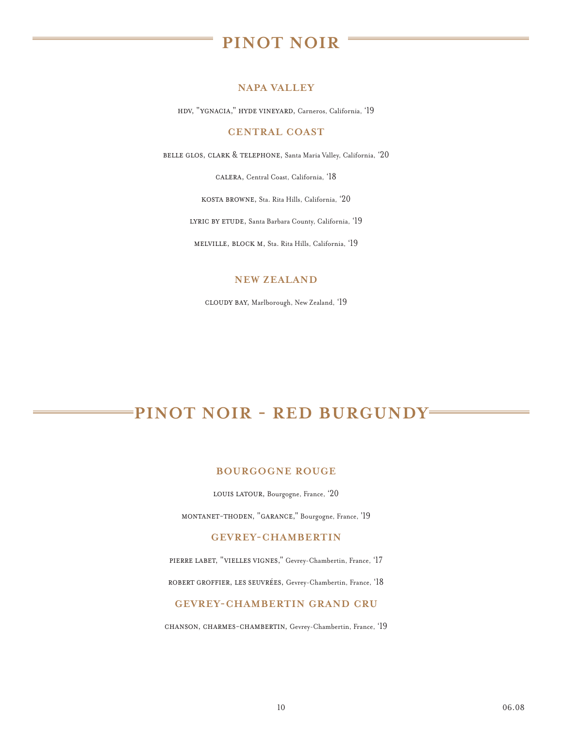# PINOT NOIR

## NAPA VALLEY

HDV, "YGNACIA," HYDE VINEYARD, Carneros, California, '19

## CENTRAL COAST

BELLE GLOS, CLARK & TELEPHONE, Santa Maria Valley, California, '20

CALERA, Central Coast, California, '18

KOSTA BROWNE, Sta. Rita Hills, California, '20

LYRIC BY ETUDE, Santa Barbara County, California, '19

MELVILLE, BLOCK M, Sta. Rita Hills, California, '19

## NEW ZEALAND

CLOUDY BAY, Marlborough, New Zealand, '19

# PINOT NOIR - RED BURGUNDY

## BOURGOGNE ROUGE

LOUIS LATOUR, Bourgogne, France, '20

MONTANET-THODEN, "GARANCE," Bourgogne, France, '19

## GEVREY-CHAMBERTIN

PIERRE LABET, "VIELLES VIGNES," Gevrey-Chambertin, France, '17

ROBERT GROFFIER, LES SEUVRÉES, Gevrey-Chambertin, France, '18

## GEVREY-CHAMBERTIN GRAND CRU

CHANSON, CHARMES-CHAMBERTIN, Gevrey-Chambertin, France, '19

06.08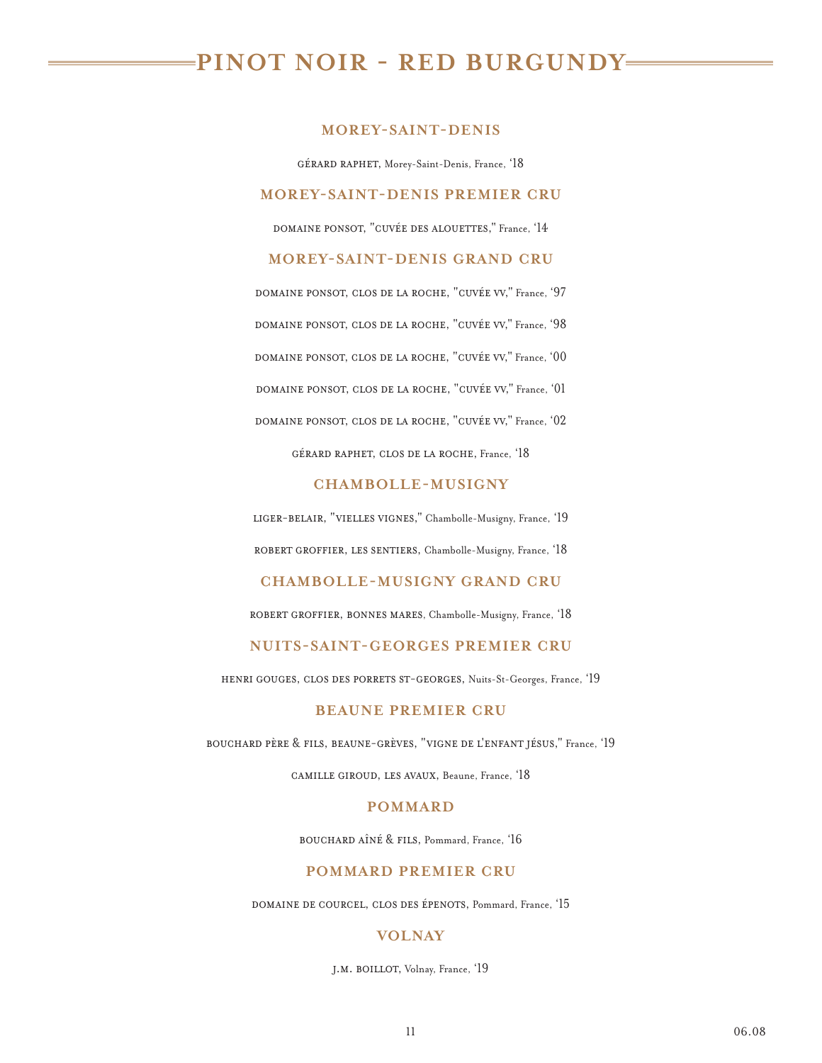# PINOT NOIR - RED BURGUNDY

## MOREY-SAINT-DENIS

GÉRARD RAPHET, Morey-Saint-Denis, France, '18

## MOREY-SAINT-DENIS PREMIER CRU

DOMAINE PONSOT, "CUVÉE DES ALOUETTES," France, '14

## MOREY-SAINT-DENIS GRAND CRU

DOMAINE PONSOT, CLOS DE LA ROCHE, "CUVÉE VV," France, '97

DOMAINE PONSOT, CLOS DE LA ROCHE, "CUVÉE VV," France, '98

DOMAINE PONSOT, CLOS DE LA ROCHE, "CUVÉE VV," France, '00

DOMAINE PONSOT, CLOS DE LA ROCHE, "CUVÉE VV," France, '01

DOMAINE PONSOT, CLOS DE LA ROCHE, "CUVÉE VV," France, '02

GÉRARD RAPHET, CLOS DE LA ROCHE, France, '18

## CHAMBOLLE-MUSIGNY

LIGER-BELAIR, "VIELLES VIGNES," Chambolle-Musigny, France, '19

ROBERT GROFFIER, LES SENTIERS, Chambolle-Musigny, France, '18

## CHAMBOLLE-MUSIGNY GRAND CRU

ROBERT GROFFIER, BONNES MARES, Chambolle-Musigny, France, '18

## NUITS-SAINT-GEORGES PREMIER CRU

HENRI GOUGES, CLOS DES PORRETS ST-GEORGES, Nuits-St-Georges, France, '19

## BEAUNE PREMIER CRU

BOUCHARD PÈRE & FILS, BEAUNE-GRÈVES, "VIGNE DE L'ENFANT JÉSUS," France, '19

CAMILLE GIROUD, LES AVAUX, Beaune, France, '18

## POMMARD

BOUCHARD AÎNÉ & FILS, Pommard, France, '16

## POMMARD PREMIER CRU

DOMAINE DE COURCEL, CLOS DES ÉPENOTS, Pommard, France, '15

## VOLNAY

J.M. BOILLOT, Volnay, France, '19

06.08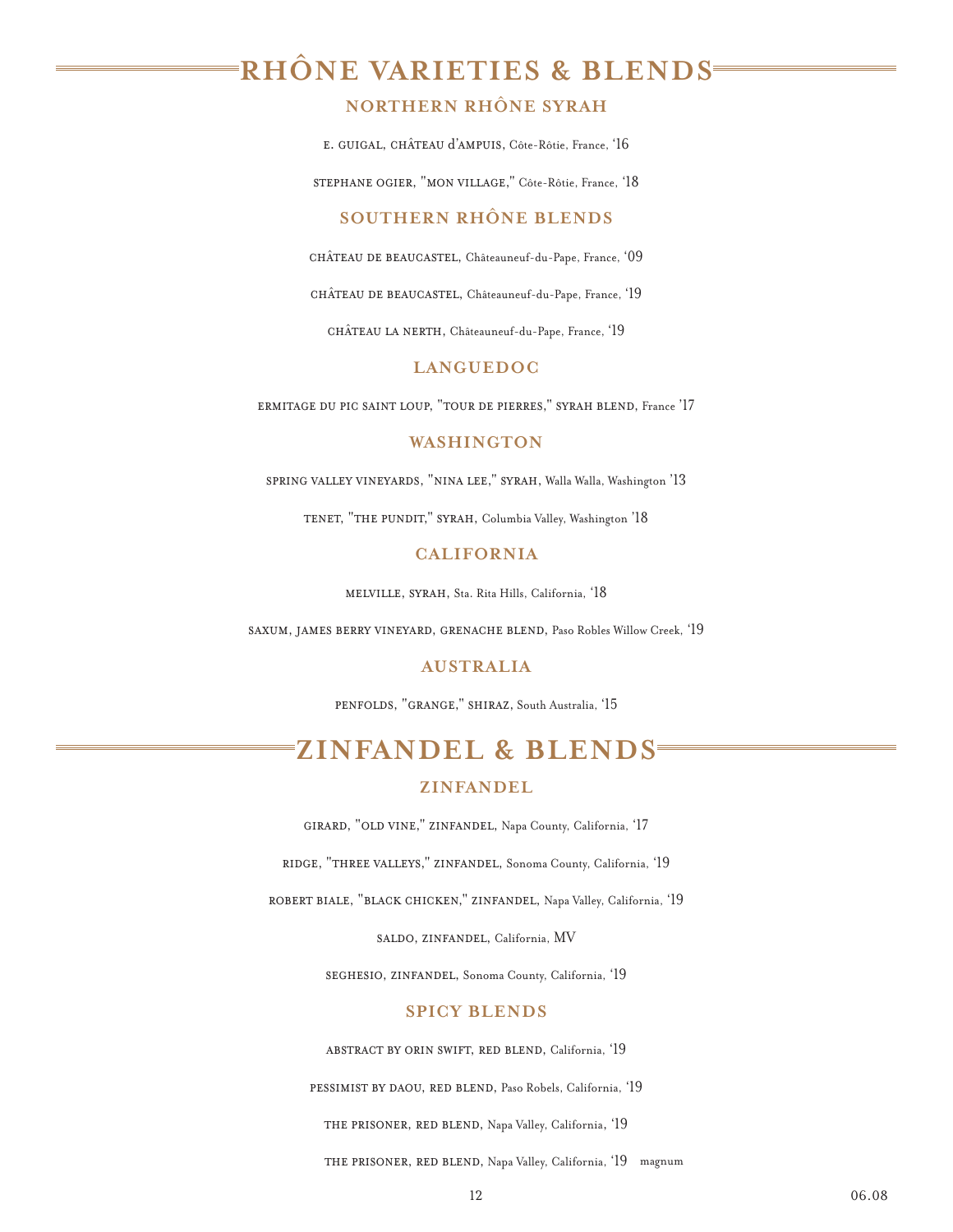# RHÔNE VARIETIES & BLENDS

## NORTHERN RHÔNE SYRAH

E. GUIGAL, CHÂTEAU d'AMPUIS, Côte-Rôtie, France, '16

STEPHANE OGIER, "MON VILLAGE," Côte-Rôtie, France, '18

## SOUTHERN RHÔNE BLENDS

CHÂTEAU DE BEAUCASTEL, Châteauneuf-du-Pape, France, '09

CHÂTEAU DE BEAUCASTEL, Châteauneuf-du-Pape, France, '19

CHÂTEAU LA NERTH, Châteauneuf-du-Pape, France, '19

## LANGUEDOC

ERMITAGE DU PIC SAINT LOUP, "TOUR DE PIERRES," SYRAH BLEND, France '17

## WASHINGTON

SPRING VALLEY VINEYARDS, "NINA LEE," SYRAH, Walla Walla, Washington '13

TENET, "THE PUNDIT," SYRAH, Columbia Valley, Washington '18

## CALIFORNIA

MELVILLE, SYRAH, Sta. Rita Hills, California, '18

SAXUM, JAMES BERRY VINEYARD, GRENACHE BLEND, Paso Robles Willow Creek, '19

## AUSTRALIA

PENFOLDS, "GRANGE," SHIRAZ, South Australia, '15

# ZINFANDEL & BLENDS

## ZINFANDEL

GIRARD, "OLD VINE," ZINFANDEL, Napa County, California, '17

RIDGE, "THREE VALLEYS," ZINFANDEL, Sonoma County, California, '19

ROBERT BIALE, "BLACK CHICKEN," ZINFANDEL, Napa Valley, California, '19

SALDO, ZINFANDEL, California, MV

SEGHESIO, ZINFANDEL, Sonoma County, California, '19

## SPICY BLENDS

ABSTRACT BY ORIN SWIFT, RED BLEND, California, '19

PESSIMIST BY DAOU, RED BLEND, Paso Robels, California, '19

THE PRISONER, RED BLEND, Napa Valley, California, '19

THE PRISONER, RED BLEND, Napa Valley, California, '19 magnum

06.08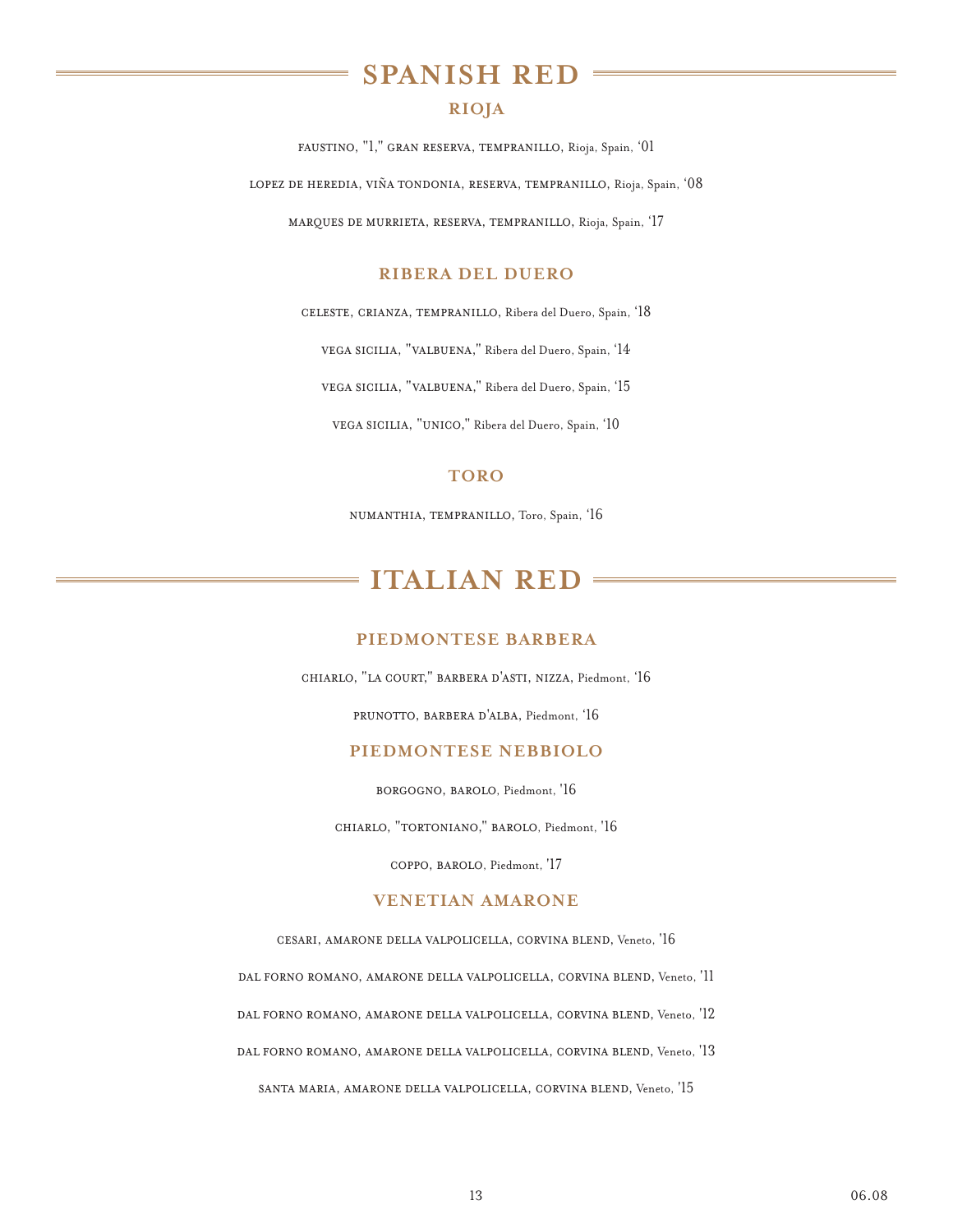## SPANISH RED

### RIOJA

FAUSTINO, "1," GRAN RESERVA, TEMPRANILLO, Rioja, Spain, '01

LOPEZ DE HEREDIA, VIÑA TONDONIA, RESERVA, TEMPRANILLO, Rioja, Spain, '08

MARQUES DE MURRIETA, RESERVA, TEMPRANILLO, Rioja, Spain, '17

### RIBERA DEL DUERO

CELESTE, CRIANZA, TEMPRANILLO, Ribera del Duero, Spain, '18

VEGA SICILIA, "VALBUENA," Ribera del Duero, Spain, '14

VEGA SICILIA, "VALBUENA," Ribera del Duero, Spain, '15

VEGA SICILIA, "UNICO," Ribera del Duero, Spain, '10

### TORO

NUMANTHIA, TEMPRANILLO, Toro, Spain, '16

## ITALIAN RED

### PIEDMONTESE BARBERA

CHIARLO, "LA COURT," BARBERA D'ASTI, NIZZA, Piedmont, '16

PRUNOTTO, BARBERA D'ALBA, Piedmont, '16

### PIEDMONTESE NEBBIOLO

BORGOGNO, BAROLO, Piedmont, '16

CHIARLO, "TORTONIANO," BAROLO, Piedmont, '16

COPPO, BAROLO, Piedmont, '17

### VENETIAN AMARONE

CESARI, AMARONE DELLA VALPOLICELLA, CORVINA BLEND, Veneto, '16

DAL FORNO ROMANO, AMARONE DELLA VALPOLICELLA, CORVINA BLEND, Veneto, '11

DAL FORNO ROMANO, AMARONE DELLA VALPOLICELLA, CORVINA BLEND, Veneto, '12

DAL FORNO ROMANO, AMARONE DELLA VALPOLICELLA, CORVINA BLEND, Veneto, '13

SANTA MARIA, AMARONE DELLA VALPOLICELLA, CORVINA BLEND, Veneto, '15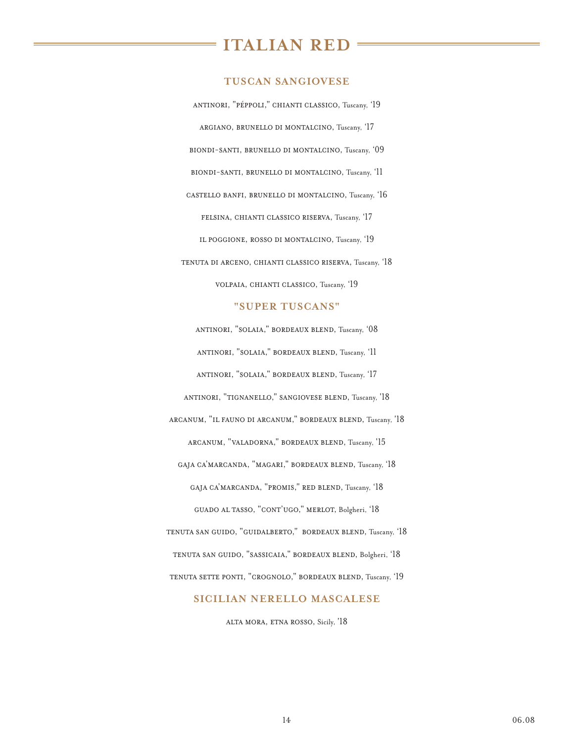# ITALIAN RED

## TUSCAN SANGIOVESE

ANTINORI, "PÉPPOLI," CHIANTI CLASSICO, Tuscany, '19

ARGIANO, BRUNELLO DI MONTALCINO, Tuscany, '17

BIONDI-SANTI, BRUNELLO DI MONTALCINO, Tuscany, '09

BIONDI-SANTI, BRUNELLO DI MONTALCINO, Tuscany, '11

CASTELLO BANFI, BRUNELLO DI MONTALCINO, Tuscany, '16

FELSINA, CHIANTI CLASSICO RISERVA, Tuscany, '17

IL POGGIONE, ROSSO DI MONTALCINO, Tuscany, '19

TENUTA DI ARCENO, CHIANTI CLASSICO RISERVA, Tuscany, '18

VOLPAIA, CHIANTI CLASSICO, Tuscany, '19

## "SUPER TUSCANS"

ANTINORI, "SOLAIA," BORDEAUX BLEND, Tuscany, '08

ANTINORI, "SOLAIA," BORDEAUX BLEND, Tuscany, '11

ANTINORI, "SOLAIA," BORDEAUX BLEND, Tuscany, '17

ANTINORI, "TIGNANELLO," SANGIOVESE BLEND, Tuscany, '18

ARCANUM, "IL FAUNO DI ARCANUM," BORDEAUX BLEND, Tuscany, '18

ARCANUM, "VALADORNA," BORDEAUX BLEND, Tuscany, '15

GAJA CA'MARCANDA, "MAGARI," BORDEAUX BLEND, Tuscany, '18

GAJA CA'MARCANDA, "PROMIS," RED BLEND, Tuscany, '18

GUADO AL TASSO, "CONT'UGO," MERLOT, Bolgheri, '18

TENUTA SAN GUIDO, "GUIDALBERTO," BORDEAUX BLEND, Tuscany, '18

TENUTA SAN GUIDO, "SASSICAIA," BORDEAUX BLEND, Bolgheri, '18

TENUTA SETTE PONTI, "CROGNOLO," BORDEAUX BLEND, Tuscany, '19

## SICILIAN NERELLO MASCALESE

ALTA MORA, ETNA ROSSO, Sicily, '18

06.08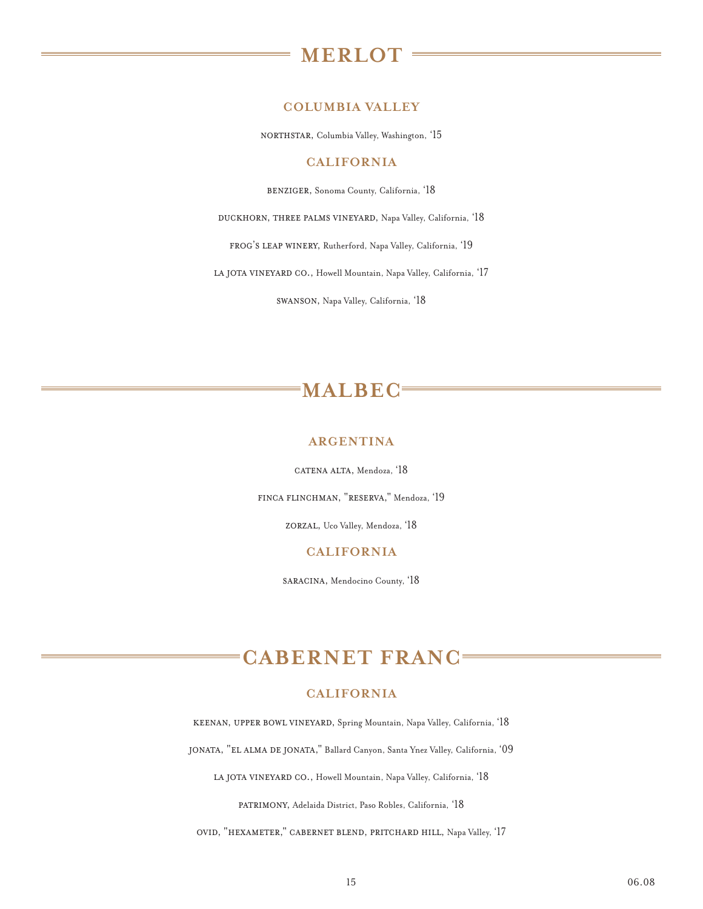# MERLOT

## COLUMBIA VALLEY

NORTHSTAR, Columbia Valley, Washington, '15

## CALIFORNIA

BENZIGER, Sonoma County, California, '18

DUCKHORN, THREE PALMS VINEYARD, Napa Valley, California, '18

FROG'S LEAP WINERY, Rutherford, Napa Valley, California, '19

LA JOTA VINEYARD CO., Howell Mountain, Napa Valley, California, '17

SWANSON, Napa Valley, California, '18

# MALBEC

## ARGENTINA

CATENA ALTA, Mendoza, '18

FINCA FLINCHMAN, "RESERVA," Mendoza, '19

ZORZAL, Uco Valley, Mendoza, '18

## CALIFORNIA

SARACINA, Mendocino County, '18

# CABERNET FRANC

## CALIFORNIA

KEENAN, UPPER BOWL VINEYARD, Spring Mountain, Napa Valley, California, '18

JONATA, "EL ALMA DE JONATA," Ballard Canyon, Santa Ynez Valley, California, '09

LA JOTA VINEYARD CO., Howell Mountain, Napa Valley, California, '18

PATRIMONY, Adelaida District, Paso Robles, California, '18

OVID, "HEXAMETER," CABERNET BLEND, PRITCHARD HILL, Napa Valley, '17

06.08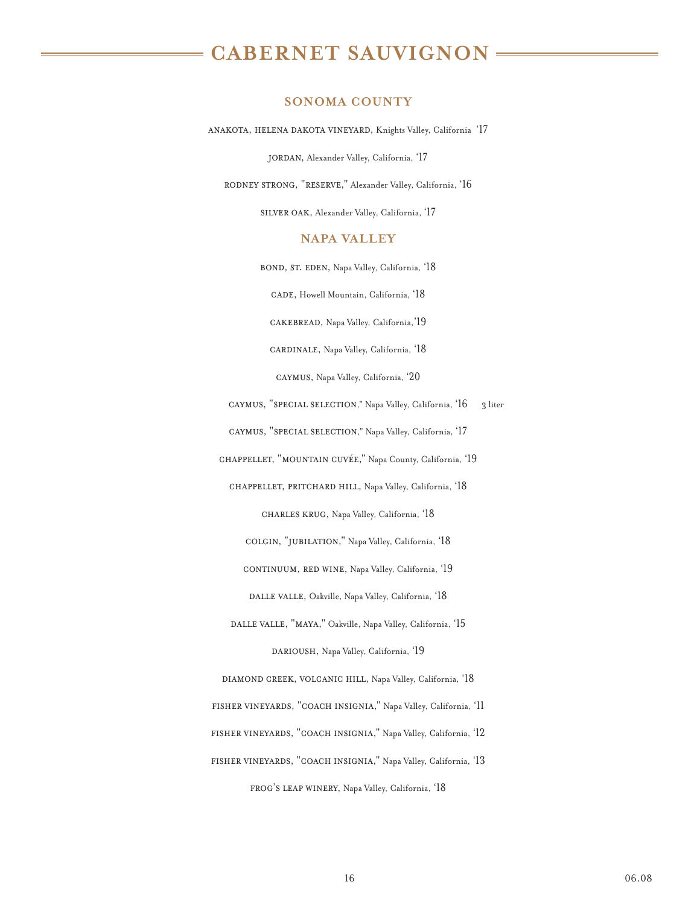# CABERNET SAUVIGNON

## SONOMA COUNTY

ANAKOTA, HELENA DAKOTA VINEYARD, Knights Valley, California '17

JORDAN, Alexander Valley, California, '17

RODNEY STRONG, "RESERVE," Alexander Valley, California, '16

SILVER OAK, Alexander Valley, California, '17

## NAPA VALLEY

BOND, ST. EDEN, Napa Valley, California, '18

CADE, Howell Mountain, California, '18

CAKEBREAD, Napa Valley, California,'19

CARDINALE, Napa Valley, California, '18

CAYMUS, Napa Valley, California, '20

CAYMUS, "SPECIAL SELECTION," Napa Valley, California, '16 3 liter

CAYMUS, "SPECIAL SELECTION," Napa Valley, California, '17

CHAPPELLET, "MOUNTAIN CUVÉE," Napa County, California, '19

CHAPPELLET, PRITCHARD HILL, Napa Valley, California, '18

CHARLES KRUG, Napa Valley, California, '18

COLGIN, "JUBILATION," Napa Valley, California, '18

CONTINUUM, RED WINE, Napa Valley, California, '19

DALLE VALLE, Oakville, Napa Valley, California, '18

DALLE VALLE, "MAYA," Oakville, Napa Valley, California, '15

DARIOUSH, Napa Valley, California, '19

DIAMOND CREEK, VOLCANIC HILL, Napa Valley, California, '18

FISHER VINEYARDS, "COACH INSIGNIA," Napa Valley, California, '11

FISHER VINEYARDS, "COACH INSIGNIA," Napa Valley, California, '12

FISHER VINEYARDS, "COACH INSIGNIA," Napa Valley, California, '13

FROG'S LEAP WINERY, Napa Valley, California, '18

06.08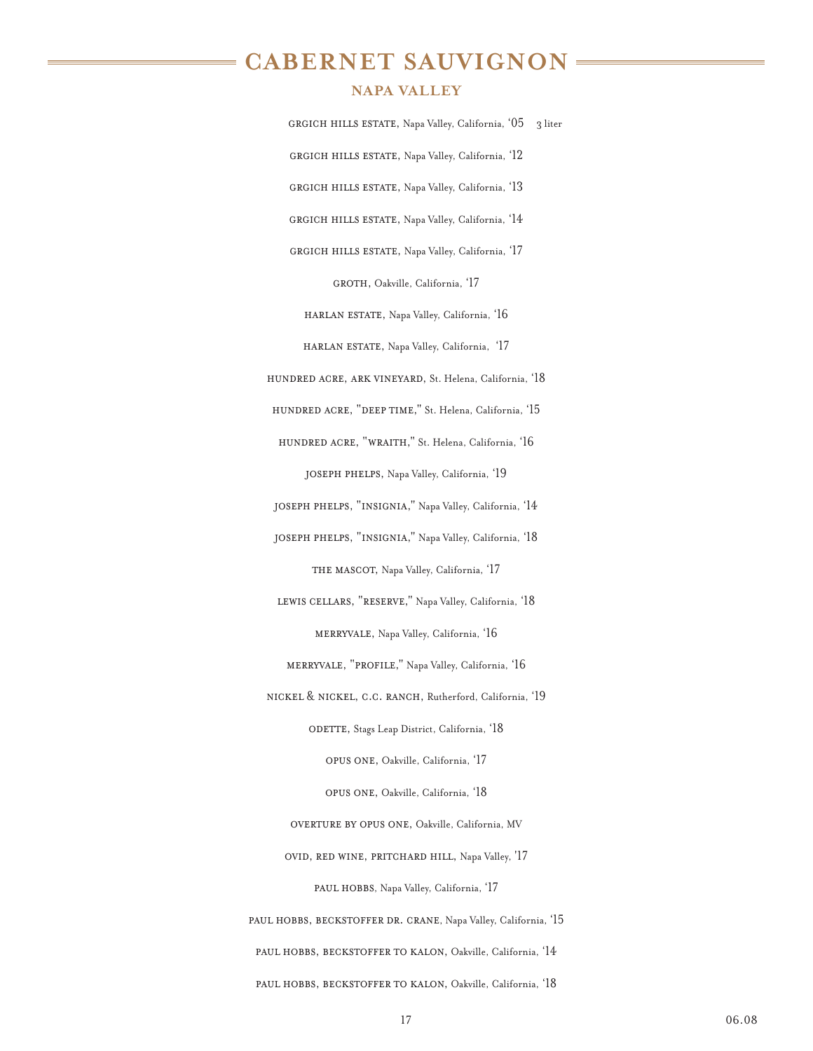# CABERNET SAUVIGNON

## NAPA VALLEY

GRGICH HILLS ESTATE, Napa Valley, California, '05 3 liter

GRGICH HILLS ESTATE, Napa Valley, California, '12

GRGICH HILLS ESTATE, Napa Valley, California, '13

GRGICH HILLS ESTATE, Napa Valley, California, '14

GRGICH HILLS ESTATE, Napa Valley, California, '17

GROTH, Oakville, California, '17

HARLAN ESTATE, Napa Valley, California, '16

HARLAN ESTATE, Napa Valley, California, '17

HUNDRED ACRE, ARK VINEYARD, St. Helena, California, '18

HUNDRED ACRE, "DEEP TIME," St. Helena, California, '15

HUNDRED ACRE, "WRAITH," St. Helena, California, '16

JOSEPH PHELPS, Napa Valley, California, '19

JOSEPH PHELPS, "INSIGNIA," Napa Valley, California, '14

JOSEPH PHELPS, "INSIGNIA," Napa Valley, California, '18

THE MASCOT, Napa Valley, California, '17

LEWIS CELLARS, "RESERVE," Napa Valley, California, '18

MERRYVALE, Napa Valley, California, '16

MERRYVALE, "PROFILE," Napa Valley, California, '16

NICKEL & NICKEL, C.C. RANCH, Rutherford, California, '19

ODETTE, Stags Leap District, California, '18

OPUS ONE, Oakville, California, '17

OPUS ONE, Oakville, California, '18

OVERTURE BY OPUS ONE, Oakville, California, MV

OVID, RED WINE, PRITCHARD HILL, Napa Valley, '17

PAUL HOBBS, Napa Valley, California, '17

PAUL HOBBS, BECKSTOFFER DR. CRANE, Napa Valley, California, '15

PAUL HOBBS, BECKSTOFFER TO KALON, Oakville, California, '14

PAUL HOBBS, BECKSTOFFER TO KALON, Oakville, California, '18

06.08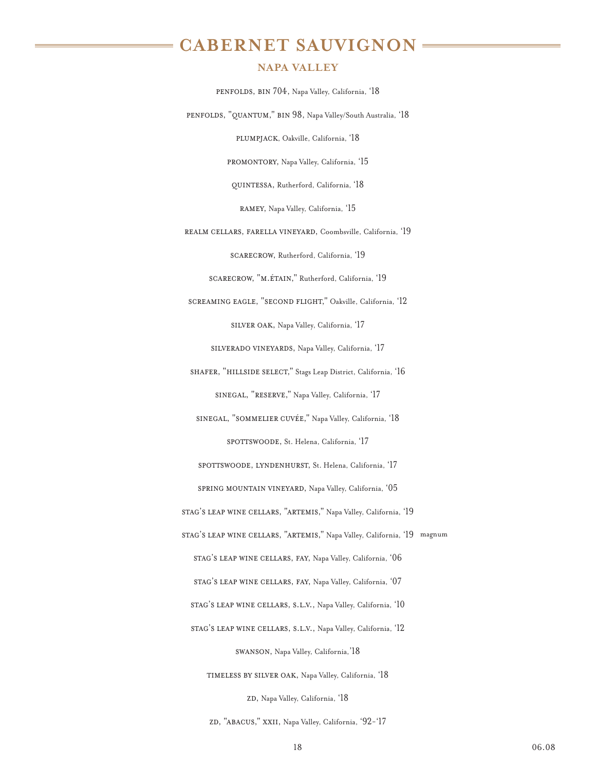# CABERNET SAUVIGNON

## NAPA VALLEY

PENFOLDS, BIN 704, Napa Valley, California, '18

PENFOLDS, "QUANTUM," BIN 98, Napa Valley/South Australia, '18

PLUMPJACK, Oakville, California, '18

PROMONTORY, Napa Valley, California, '15

QUINTESSA, Rutherford, California, '18

RAMEY, Napa Valley, California, '15

REALM CELLARS, FARELLA VINEYARD, Coombsville, California, '19

SCARECROW, Rutherford, California, '19

SCARECROW, "M.ÉTAIN," Rutherford, California, '19

SCREAMING EAGLE, "SECOND FLIGHT," Oakville, California, '12

SILVER OAK, Napa Valley, California, '17

SILVERADO VINEYARDS, Napa Valley, California, '17

SHAFER, "HILLSIDE SELECT," Stags Leap District, California, '16

SINEGAL, "RESERVE," Napa Valley, California, '17

SINEGAL, "SOMMELIER CUVÉE," Napa Valley, California, '18

SPOTTSWOODE, St. Helena, California, '17

SPOTTSWOODE, LYNDENHURST, St. Helena, California, '17

SPRING MOUNTAIN VINEYARD, Napa Valley, California, '05

STAG'S LEAP WINE CELLARS, "ARTEMIS," Napa Valley, California, '19

STAG'S LEAP WINE CELLARS, "ARTEMIS," Napa Valley, California, '19 magnum

STAG'S LEAP WINE CELLARS, FAY, Napa Valley, California, '06

STAG'S LEAP WINE CELLARS, FAY, Napa Valley, California, '07

STAG'S LEAP WINE CELLARS, S.L.V., Napa Valley, California, '10

STAG'S LEAP WINE CELLARS, S.L.V., Napa Valley, California, '12

SWANSON, Napa Valley, California,'18

TIMELESS BY SILVER OAK, Napa Valley, California, '18

ZD, Napa Valley, California, '18

ZD, "ABACUS," XXII, Napa Valley, California, '92-'17

06.08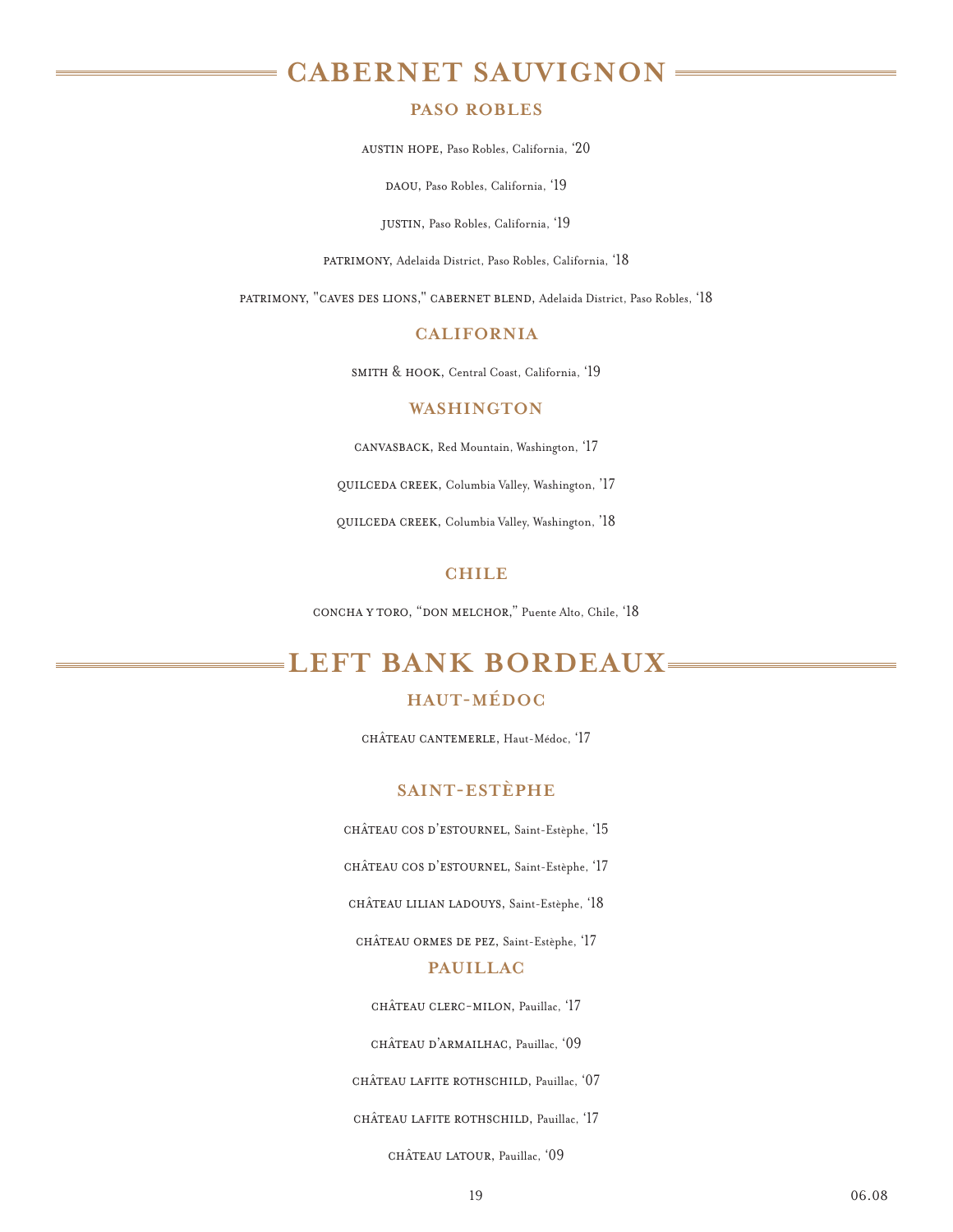# CABERNET SAUVIGNON

## PASO ROBLES

AUSTIN HOPE, Paso Robles, California, '20

DAOU, Paso Robles, California, '19

JUSTIN, Paso Robles, California, '19

PATRIMONY, Adelaida District, Paso Robles, California, '18

PATRIMONY, "CAVES DES LIONS," CABERNET BLEND, Adelaida District, Paso Robles, '18

## CALIFORNIA

SMITH & HOOK, Central Coast, California, '19

## WASHINGTON

CANVASBACK, Red Mountain, Washington, '17

QUILCEDA CREEK, Columbia Valley, Washington, '17

QUILCEDA CREEK, Columbia Valley, Washington, '18

## CHILE

CONCHA Y TORO, "DON MELCHOR," Puente Alto, Chile, '18

# LEFT BANK BORDEAUX

## HAUT-MÉDOC

CHÂTEAU CANTEMERLE, Haut-Médoc, '17

## SAINT-ESTÈPHE

CHÂTEAU COS D'ESTOURNEL, Saint-Estèphe, '15

CHÂTEAU COS D'ESTOURNEL, Saint-Estèphe, '17

CHÂTEAU LILIAN LADOUYS, Saint-Estèphe, '18

CHÂTEAU ORMES DE PEZ, Saint-Estèphe, '17

## PAUILLAC

CHÂTEAU CLERC-MILON, Pauillac, '17

CHÂTEAU D'ARMAILHAC, Pauillac, '09

CHÂTEAU LAFITE ROTHSCHILD, Pauillac, '07

CHÂTEAU LAFITE ROTHSCHILD, Pauillac, '17

CHÂTEAU LATOUR, Pauillac, '09

06.08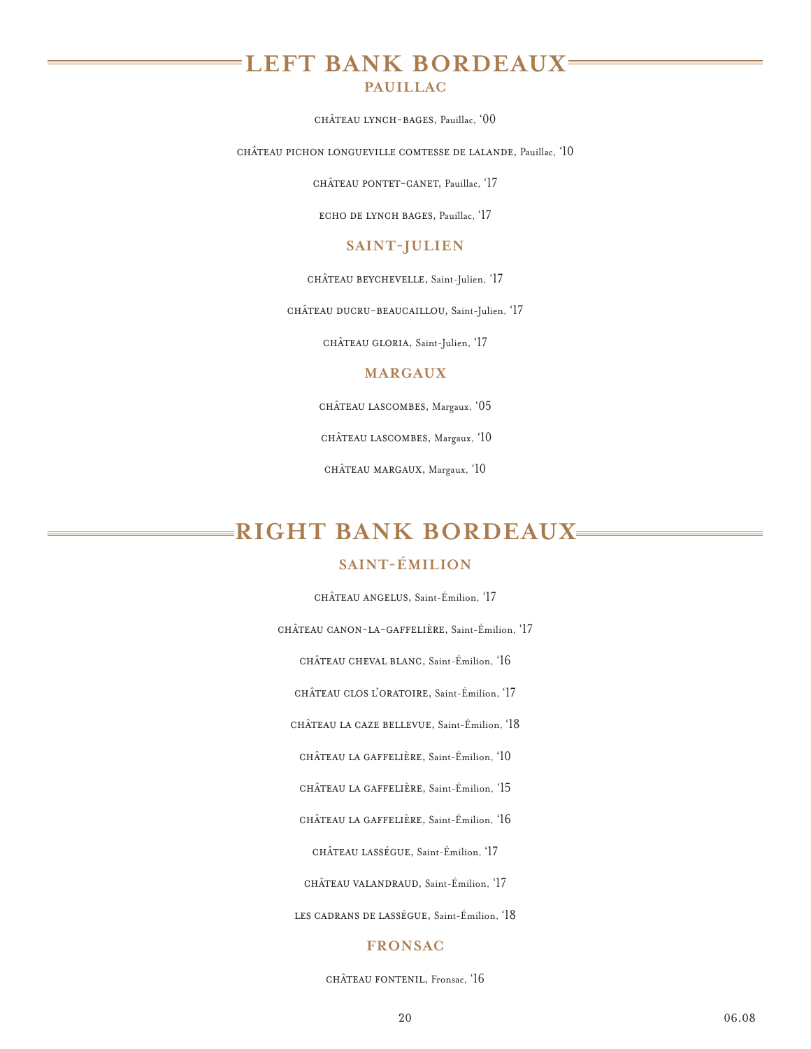# LEFT BANK BORDEAUX

## PAUILLAC

CHÂTEAU LYNCH-BAGES, Pauillac, '00

CHÂTEAU PICHON LONGUEVILLE COMTESSE DE LALANDE, Pauillac, '10

CHÂTEAU PONTET-CANET, Pauillac, '17

ECHO DE LYNCH BAGES, Pauillac, '17

## SAINT-JULIEN

CHÂTEAU BEYCHEVELLE, Saint-Julien, '17

CHÂTEAU DUCRU-BEAUCAILLOU, Saint-Julien, '17

CHÂTEAU GLORIA, Saint-Julien, '17

## MARGAUX

CHÂTEAU LASCOMBES, Margaux, '05

CHÂTEAU LASCOMBES, Margaux, '10

CHÂTEAU MARGAUX, Margaux, '10

# RIGHT BANK BORDEAUX

## SAINT-ÉMILION

CHÂTEAU ANGELUS, Saint-Émilion, '17

CHÂTEAU CANON-LA-GAFFELIÈRE, Saint-Émilion, '17

CHÂTEAU CHEVAL BLANC, Saint-Émilion, '16

CHÂTEAU CLOS L'ORATOIRE, Saint-Émilion, '17

CHÂTEAU LA CAZE BELLEVUE, Saint-Émilion, '18

CHÂTEAU LA GAFFELIÈRE, Saint-Émilion, '10

CHÂTEAU LA GAFFELIÈRE, Saint-Émilion, '15

CHÂTEAU LA GAFFELIÈRE, Saint-Émilion, '16

CHÂTEAU LASSÉGUE, Saint-Émilion, '17

CHÂTEAU VALANDRAUD, Saint-Émilion, '17

LES CADRANS DE LASSÉGUE, Saint-Émilion, '18

## FRONSAC

CHÂTEAU FONTENIL, Fronsac, '16

06.08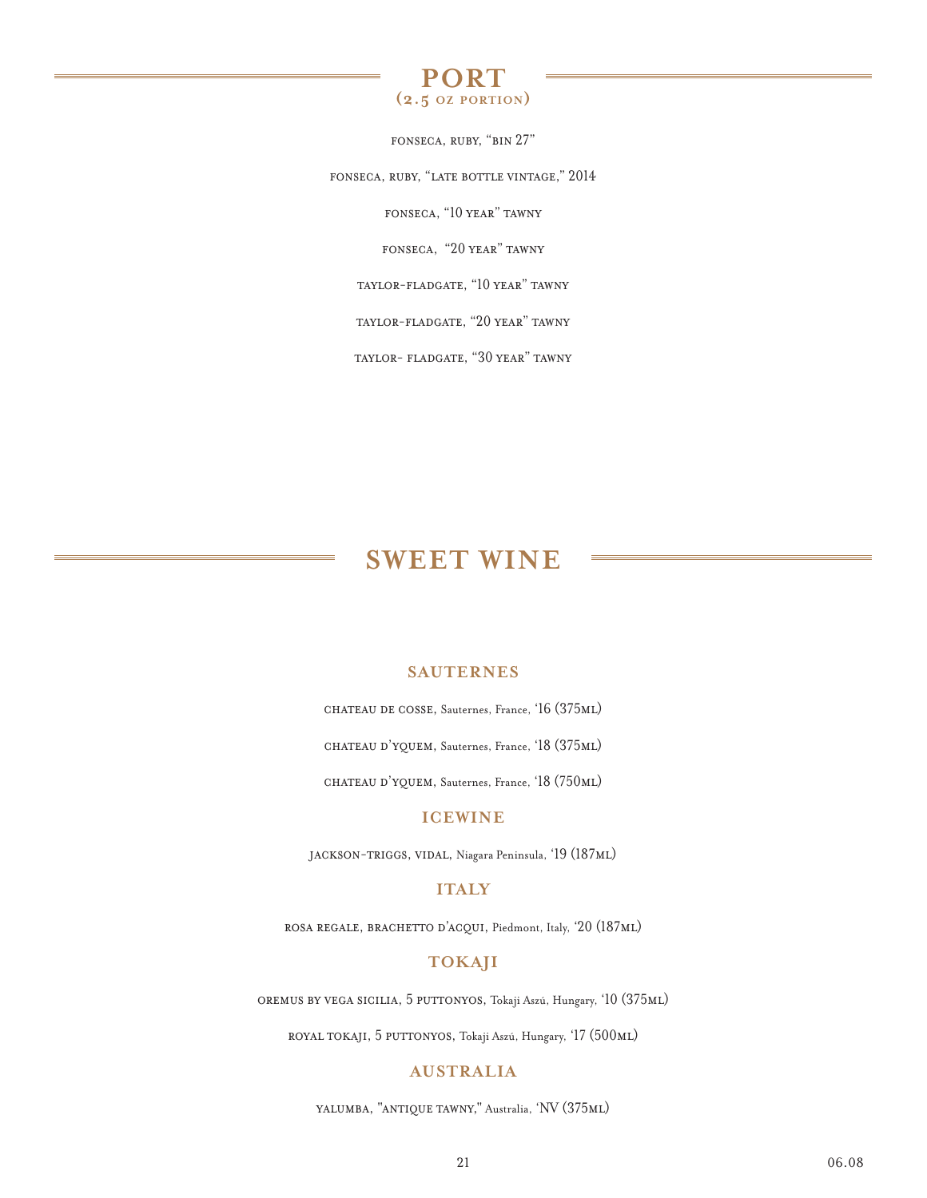## PORT
### (2.5 OZ PORTION)

FONSECA, RUBY, "BIN 27"

FONSECA, RUBY, "LATE BOTTLE VINTAGE," 2014

FONSECA, "10 YEAR" TAWNY

FONSECA, "20 YEAR" TAWNY

TAYLOR-FLADGATE, "10 YEAR" TAWNY

TAYLOR-FLADGATE, "20 YEAR" TAWNY

TAYLOR- FLADGATE, "30 YEAR" TAWNY

## SWEET WINE

### SAUTERNES

CHATEAU DE COSSE, Sauternes, France, '16 (375ML)

CHATEAU D'YQUEM, Sauternes, France, '18 (375ML)

CHATEAU D'YQUEM, Sauternes, France, '18 (750ML)

### ICEWINE

JACKSON-TRIGGS, VIDAL, Niagara Peninsula, '19 (187ML)

### ITALY

ROSA REGALE, BRACHETTO D'ACQUI, Piedmont, Italy, '20 (187ML)

### TOKAJI

OREMUS BY VEGA SICILIA, 5 PUTTONYOS, Tokaji Aszú, Hungary, '10 (375ML)

ROYAL TOKAJI, 5 PUTTONYOS, Tokaji Aszú, Hungary, '17 (500ML)

### AUSTRALIA

YALUMBA, "ANTIQUE TAWNY," Australia, 'NV (375ML)

06.08